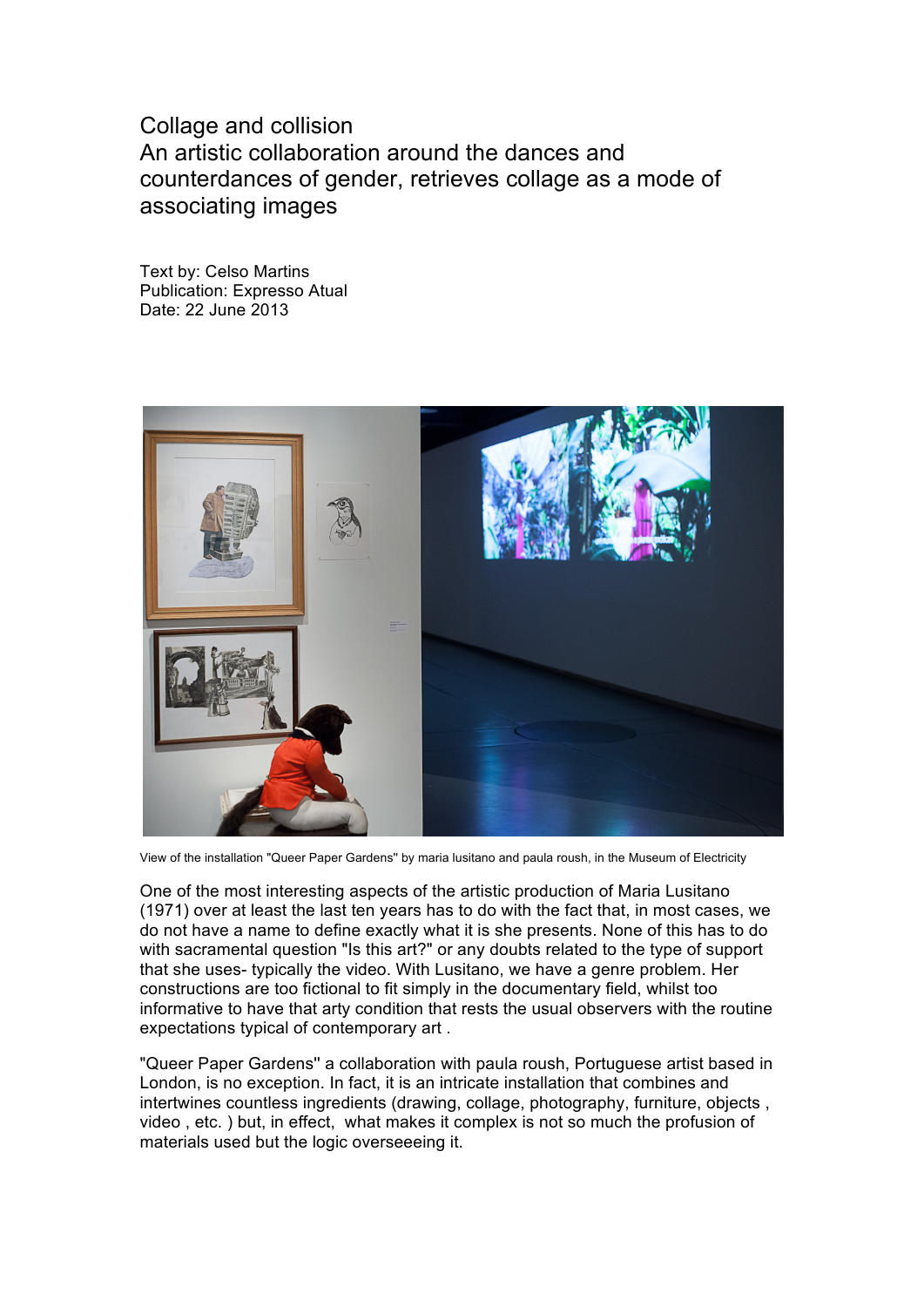# Collage and collision

## An artistic collaboration around the dances and counterdances of gender, retrieves collage as a mode of associating images

Text by: Celso Martins
Publication: Expresso Atual
Date: 22 June 2013

View of the installation "Queer Paper Gardens" by maria lusitano and paula roush, in the Museum of Electricity

One of the most interesting aspects of the artistic production of Maria Lusitano (1971) over at least the last ten years has to do with the fact that, in most cases, we do not have a name to define exactly what it is she presents. None of this has to do with sacramental question "Is this art?" or any doubts related to the type of support that she uses- typically the video. With Lusitano, we have a genre problem. Her constructions are too fictional to fit simply in the documentary field, whilst too informative to have that arty condition that rests the usual observers with the routine expectations typical of contemporary art .

"Queer Paper Gardens" a collaboration with paula roush, Portuguese artist based in London, is no exception. In fact, it is an intricate installation that combines and intertwines countless ingredients (drawing, collage, photography, furniture, objects , video , etc. ) but, in effect, what makes it complex is not so much the profusion of materials used but the logic overseeeing it.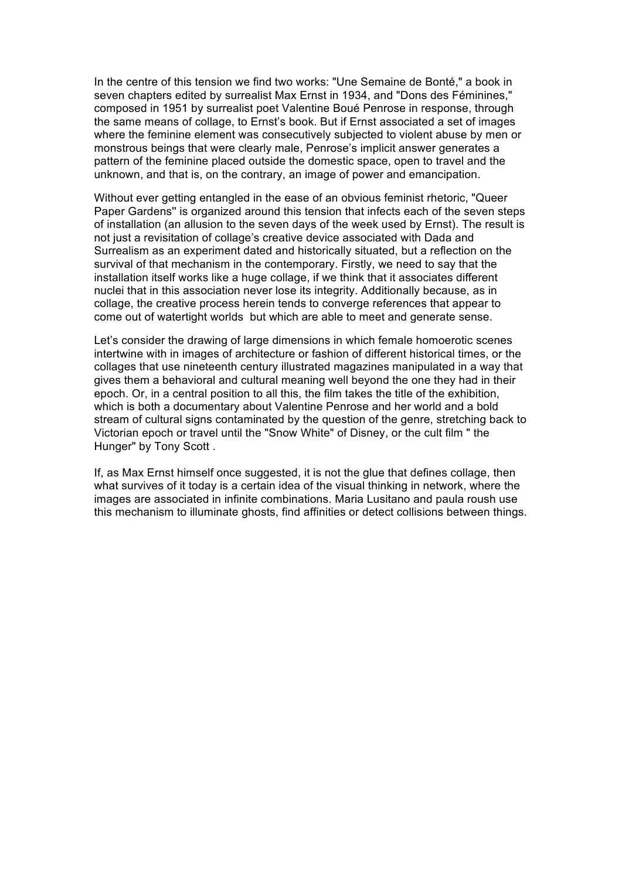In the centre of this tension we find two works: "Une Semaine de Bonté," a book in seven chapters edited by surrealist Max Ernst in 1934, and "Dons des Féminines," composed in 1951 by surrealist poet Valentine Boué Penrose in response, through the same means of collage, to Ernst's book. But if Ernst associated a set of images where the feminine element was consecutively subjected to violent abuse by men or monstrous beings that were clearly male, Penrose's implicit answer generates a pattern of the feminine placed outside the domestic space, open to travel and the unknown, and that is, on the contrary, an image of power and emancipation.

Without ever getting entangled in the ease of an obvious feminist rhetoric, "Queer Paper Gardens" is organized around this tension that infects each of the seven steps of installation (an allusion to the seven days of the week used by Ernst). The result is not just a revisitation of collage's creative device associated with Dada and Surrealism as an experiment dated and historically situated, but a reflection on the survival of that mechanism in the contemporary. Firstly, we need to say that the installation itself works like a huge collage, if we think that it associates different nuclei that in this association never lose its integrity. Additionally because, as in collage, the creative process herein tends to converge references that appear to come out of watertight worlds but which are able to meet and generate sense.

Let's consider the drawing of large dimensions in which female homoerotic scenes intertwine with in images of architecture or fashion of different historical times, or the collages that use nineteenth century illustrated magazines manipulated in a way that gives them a behavioral and cultural meaning well beyond the one they had in their epoch. Or, in a central position to all this, the film takes the title of the exhibition, which is both a documentary about Valentine Penrose and her world and a bold stream of cultural signs contaminated by the question of the genre, stretching back to Victorian epoch or travel until the "Snow White" of Disney, or the cult film " the Hunger" by Tony Scott .

If, as Max Ernst himself once suggested, it is not the glue that defines collage, then what survives of it today is a certain idea of the visual thinking in network, where the images are associated in infinite combinations. Maria Lusitano and paula roush use this mechanism to illuminate ghosts, find affinities or detect collisions between things.